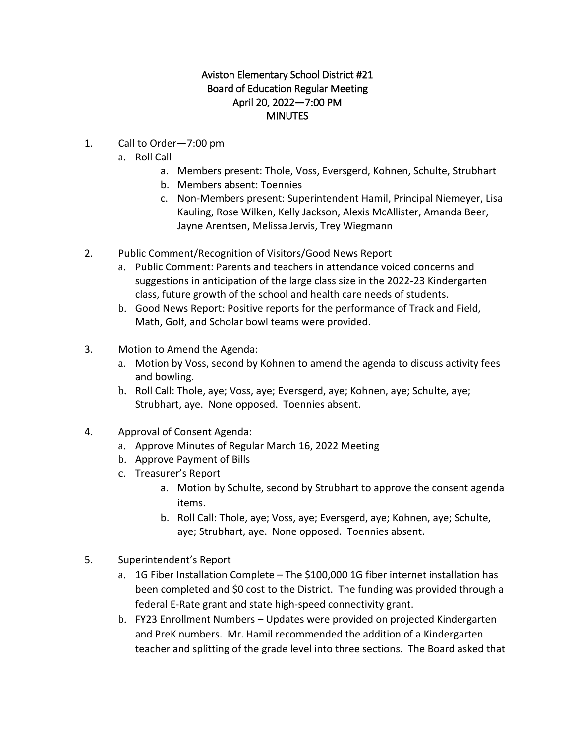# Aviston Elementary School District #21
## Board of Education Regular Meeting
## April 20, 2022—7:00 PM
## MINUTES

1. Call to Order—7:00 pm
   a. Roll Call
      a. Members present: Thole, Voss, Eversgerd, Kohnen, Schulte, Strubhart
      b. Members absent: Toennies
      c. Non-Members present: Superintendent Hamil, Principal Niemeyer, Lisa Kauling, Rose Wilken, Kelly Jackson, Alexis McAllister, Amanda Beer, Jayne Arentsen, Melissa Jervis, Trey Wiegmann

2. Public Comment/Recognition of Visitors/Good News Report
   a. Public Comment: Parents and teachers in attendance voiced concerns and suggestions in anticipation of the large class size in the 2022-23 Kindergarten class, future growth of the school and health care needs of students.
   b. Good News Report: Positive reports for the performance of Track and Field, Math, Golf, and Scholar bowl teams were provided.

3. Motion to Amend the Agenda:
   a. Motion by Voss, second by Kohnen to amend the agenda to discuss activity fees and bowling.
   b. Roll Call: Thole, aye; Voss, aye; Eversgerd, aye; Kohnen, aye; Schulte, aye; Strubhart, aye. None opposed. Toennies absent.

4. Approval of Consent Agenda:
   a. Approve Minutes of Regular March 16, 2022 Meeting
   b. Approve Payment of Bills
   c. Treasurer's Report
      a. Motion by Schulte, second by Strubhart to approve the consent agenda items.
      b. Roll Call: Thole, aye; Voss, aye; Eversgerd, aye; Kohnen, aye; Schulte, aye; Strubhart, aye. None opposed. Toennies absent.

5. Superintendent's Report
   a. 1G Fiber Installation Complete – The $100,000 1G fiber internet installation has been completed and $0 cost to the District. The funding was provided through a federal E-Rate grant and state high-speed connectivity grant.
   b. FY23 Enrollment Numbers – Updates were provided on projected Kindergarten and PreK numbers. Mr. Hamil recommended the addition of a Kindergarten teacher and splitting of the grade level into three sections. The Board asked that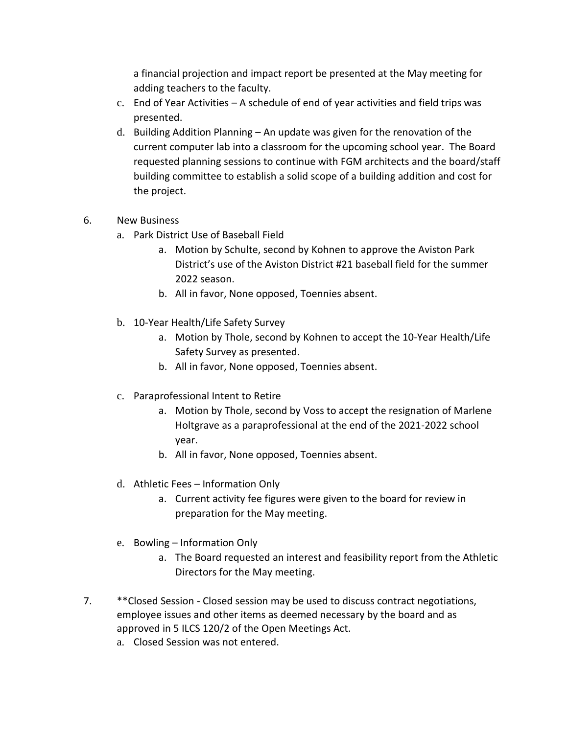a financial projection and impact report be presented at the May meeting for adding teachers to the faculty.

c. End of Year Activities – A schedule of end of year activities and field trips was presented.

d. Building Addition Planning – An update was given for the renovation of the current computer lab into a classroom for the upcoming school year. The Board requested planning sessions to continue with FGM architects and the board/staff building committee to establish a solid scope of a building addition and cost for the project.

6. New Business

   a. Park District Use of Baseball Field
      a. Motion by Schulte, second by Kohnen to approve the Aviston Park District's use of the Aviston District #21 baseball field for the summer 2022 season.
      b. All in favor, None opposed, Toennies absent.

   b. 10-Year Health/Life Safety Survey
      a. Motion by Thole, second by Kohnen to accept the 10-Year Health/Life Safety Survey as presented.
      b. All in favor, None opposed, Toennies absent.

   c. Paraprofessional Intent to Retire
      a. Motion by Thole, second by Voss to accept the resignation of Marlene Holtgrave as a paraprofessional at the end of the 2021-2022 school year.
      b. All in favor, None opposed, Toennies absent.

   d. Athletic Fees – Information Only
      a. Current activity fee figures were given to the board for review in preparation for the May meeting.

   e. Bowling – Information Only
      a. The Board requested an interest and feasibility report from the Athletic Directors for the May meeting.

7. **Closed Session - Closed session may be used to discuss contract negotiations, employee issues and other items as deemed necessary by the board and as approved in 5 ILCS 120/2 of the Open Meetings Act.

   a. Closed Session was not entered.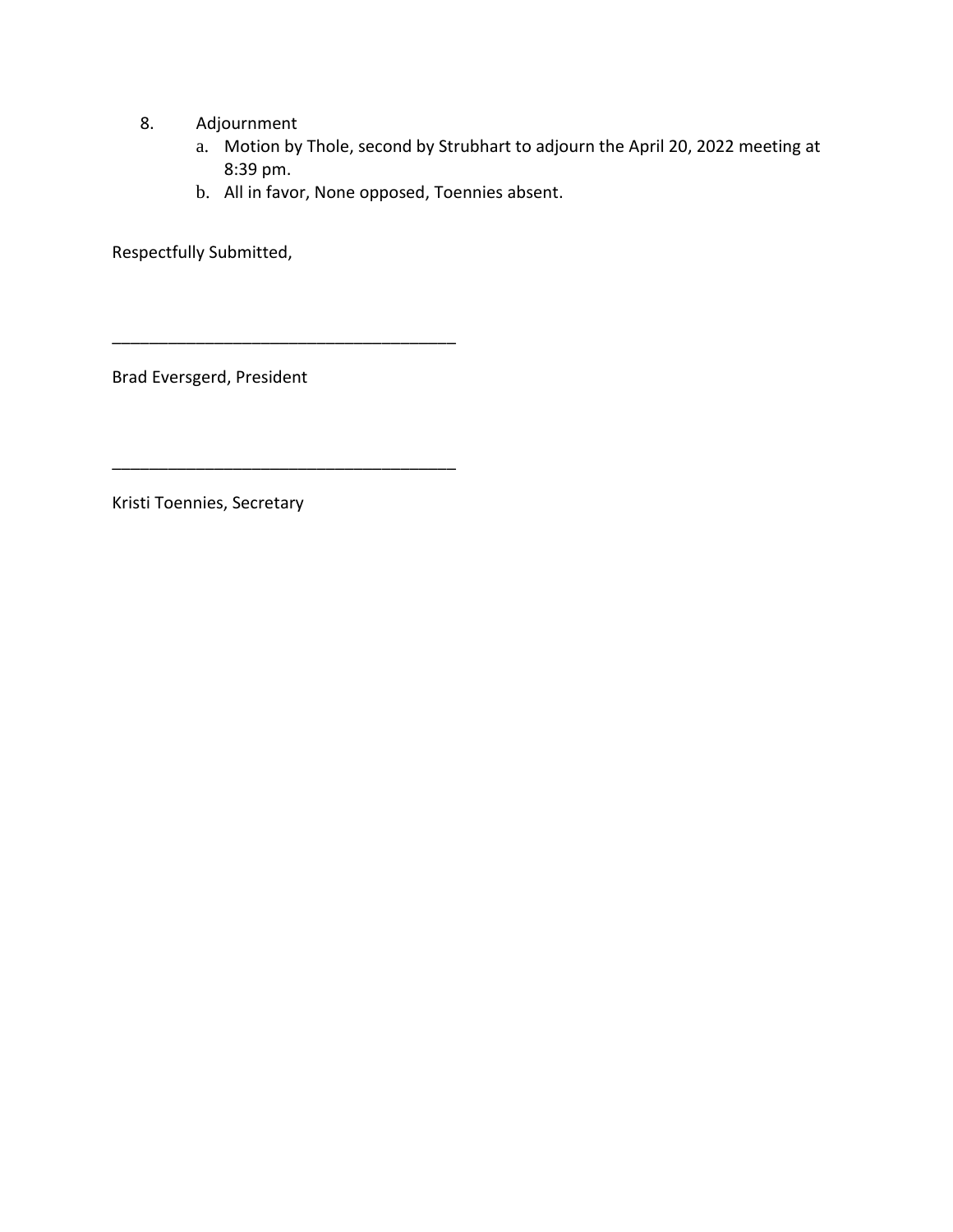8. Adjournment
    a. Motion by Thole, second by Strubhart to adjourn the April 20, 2022 meeting at 8:39 pm.
    b. All in favor, None opposed, Toennies absent.

Respectfully Submitted,

_____________________________________

Brad Eversgerd, President

_____________________________________

Kristi Toennies, Secretary